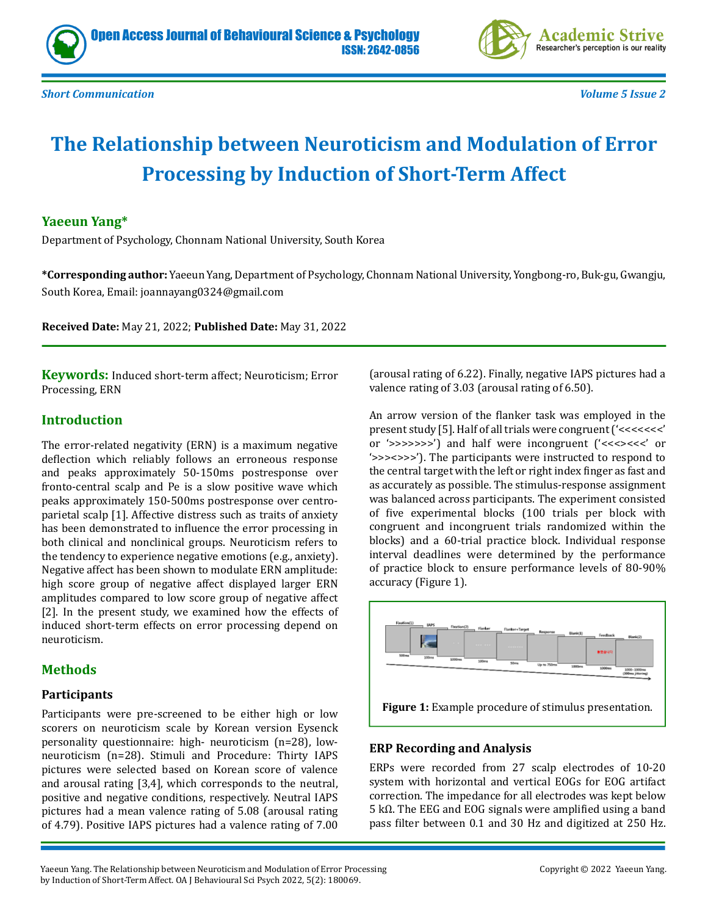Short Communication

# The Relationship between Neuroticism and Modulation of Error Processing by Induction of Short-Term Affect

**Yaeeun Yang***

Department of Psychology, Chonnam National University, South Korea

**\*Corresponding author:** Yaeeun Yang, Department of Psychology, Chonnam National University, Yongbong-ro, Buk-gu, Gwangju, South Korea, Email: joannayang0324@gmail.com

**Received Date:** May 21, 2022; **Published Date:** May 31, 2022

**Keywords:** Induced short-term affect; Neuroticism; Error Processing, ERN

## Introduction

The error-related negativity (ERN) is a maximum negative deflection which reliably follows an erroneous response and peaks approximately 50-150ms postresponse over fronto-central scalp and Pe is a slow positive wave which peaks approximately 150-500ms postresponse over centro-parietal scalp [1]. Affective distress such as traits of anxiety has been demonstrated to influence the error processing in both clinical and nonclinical groups. Neuroticism refers to the tendency to experience negative emotions (e.g., anxiety). Negative affect has been shown to modulate ERN amplitude: high score group of negative affect displayed larger ERN amplitudes compared to low score group of negative affect [2]. In the present study, we examined how the effects of induced short-term effects on error processing depend on neuroticism.

## Methods

### Participants

Participants were pre-screened to be either high or low scorers on neuroticism scale by Korean version Eysenck personality questionnaire: high- neuroticism (n=28), low-neuroticism (n=28). Stimuli and Procedure: Thirty IAPS pictures were selected based on Korean score of valence and arousal rating [3,4], which corresponds to the neutral, positive and negative conditions, respectively. Neutral IAPS pictures had a mean valence rating of 5.08 (arousal rating of 4.79). Positive IAPS pictures had a valence rating of 7.00 (arousal rating of 6.22). Finally, negative IAPS pictures had a valence rating of 3.03 (arousal rating of 6.50).

An arrow version of the flanker task was employed in the present study [5]. Half of all trials were congruent ('<<<<<<<' or '>>>>>>>') and half were incongruent ('<<<><<<' or '>>><>>>'). The participants were instructed to respond to the central target with the left or right index finger as fast and as accurately as possible. The stimulus-response assignment was balanced across participants. The experiment consisted of five experimental blocks (100 trials per block with congruent and incongruent trials randomized within the blocks) and a 60-trial practice block. Individual response interval deadlines were determined by the performance of practice block to ensure performance levels of 80-90% accuracy (Figure 1).

**Figure 1:** Example procedure of stimulus presentation.

### ERP Recording and Analysis

ERPs were recorded from 27 scalp electrodes of 10-20 system with horizontal and vertical EOGs for EOG artifact correction. The impedance for all electrodes was kept below 5 kΩ. The EEG and EOG signals were amplified using a band pass filter between 0.1 and 30 Hz and digitized at 250 Hz.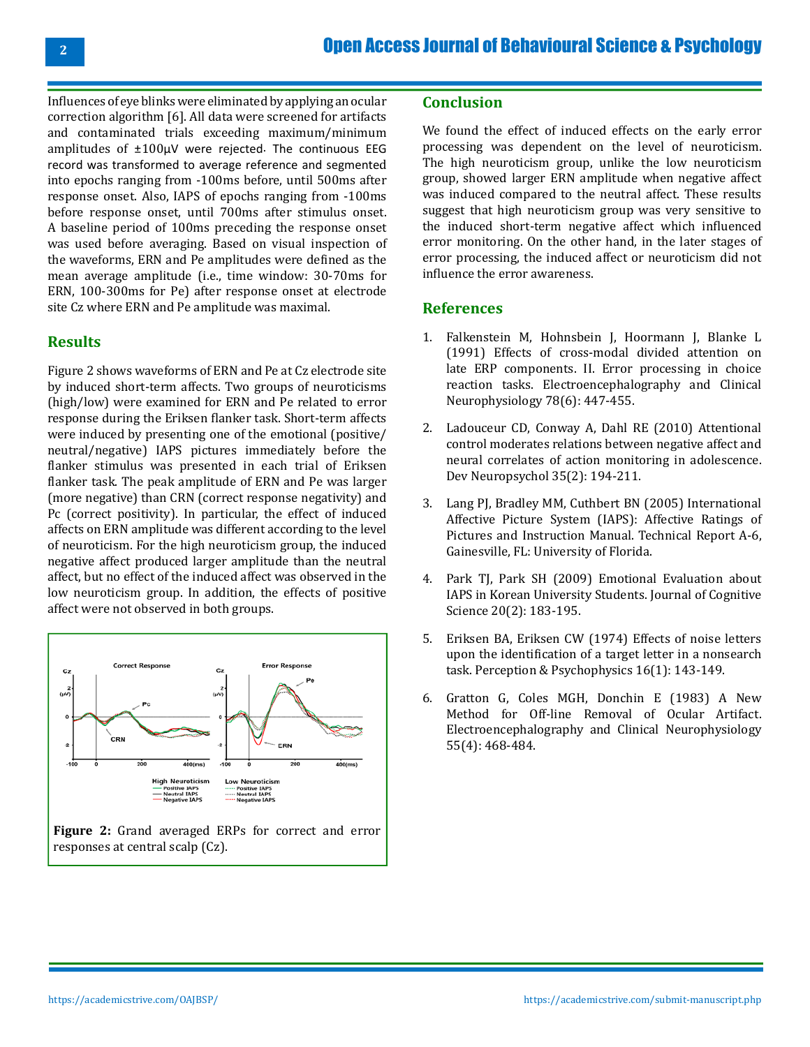Influences of eye blinks were eliminated by applying an ocular correction algorithm [6]. All data were screened for artifacts and contaminated trials exceeding maximum/minimum amplitudes of ±100μV were rejected. The continuous EEG record was transformed to average reference and segmented into epochs ranging from -100ms before, until 500ms after response onset. Also, IAPS of epochs ranging from -100ms before response onset, until 700ms after stimulus onset. A baseline period of 100ms preceding the response onset was used before averaging. Based on visual inspection of the waveforms, ERN and Pe amplitudes were defined as the mean average amplitude (i.e., time window: 30-70ms for ERN, 100-300ms for Pe) after response onset at electrode site Cz where ERN and Pe amplitude was maximal.

## Results

Figure 2 shows waveforms of ERN and Pe at Cz electrode site by induced short-term affects. Two groups of neuroticisms (high/low) were examined for ERN and Pe related to error response during the Eriksen flanker task. Short-term affects were induced by presenting one of the emotional (positive/neutral/negative) IAPS pictures immediately before the flanker stimulus was presented in each trial of Eriksen flanker task. The peak amplitude of ERN and Pe was larger (more negative) than CRN (correct response negativity) and Pc (correct positivity). In particular, the effect of induced affects on ERN amplitude was different according to the level of neuroticism. For the high neuroticism group, the induced negative affect produced larger amplitude than the neutral affect, but no effect of the induced affect was observed in the low neuroticism group. In addition, the effects of positive affect were not observed in both groups.

Correct Response

Error Response

Cz

(μV)

2

0

-2

-100

0

200

400(ms)

Pc

CRN

Pe

ERN

High Neuroticism
Positive IAPS
Neutral IAPS
Negative IAPS

Low Neuroticism
Positive IAPS
Neutral IAPS
Negative IAPS

**Figure 2:** Grand averaged ERPs for correct and error responses at central scalp (Cz).

## Conclusion

We found the effect of induced effects on the early error processing was dependent on the level of neuroticism. The high neuroticism group, unlike the low neuroticism group, showed larger ERN amplitude when negative affect was induced compared to the neutral affect. These results suggest that high neuroticism group was very sensitive to the induced short-term negative affect which influenced error monitoring. On the other hand, in the later stages of error processing, the induced affect or neuroticism did not influence the error awareness.

## References

1. Falkenstein M, Hohnsbein J, Hoormann J, Blanke L (1991) Effects of cross-modal divided attention on late ERP components. II. Error processing in choice reaction tasks. Electroencephalography and Clinical Neurophysiology 78(6): 447-455.
2. Ladouceur CD, Conway A, Dahl RE (2010) Attentional control moderates relations between negative affect and neural correlates of action monitoring in adolescence. Dev Neuropsychol 35(2): 194-211.
3. Lang PJ, Bradley MM, Cuthbert BN (2005) International Affective Picture System (IAPS): Affective Ratings of Pictures and Instruction Manual. Technical Report A-6, Gainesville, FL: University of Florida.
4. Park TJ, Park SH (2009) Emotional Evaluation about IAPS in Korean University Students. Journal of Cognitive Science 20(2): 183-195.
5. Eriksen BA, Eriksen CW (1974) Effects of noise letters upon the identification of a target letter in a nonsearch task. Perception & Psychophysics 16(1): 143-149.
6. Gratton G, Coles MGH, Donchin E (1983) A New Method for Off-line Removal of Ocular Artifact. Electroencephalography and Clinical Neurophysiology 55(4): 468-484.